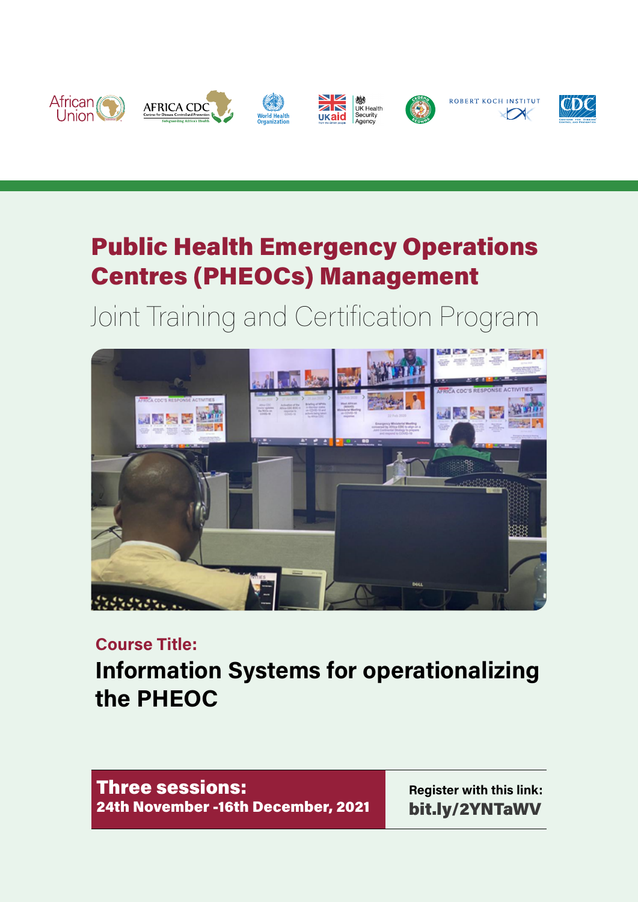# Public Health Emergency Operations Centres (PHEOCs) Management

## Joint Training and Certification Program

**Course Title:**

## Information Systems for operationalizing the PHEOC

**Three sessions:**
**24th November -16th December, 2021**

**Register with this link:**
**bit.ly/2YNTaWV**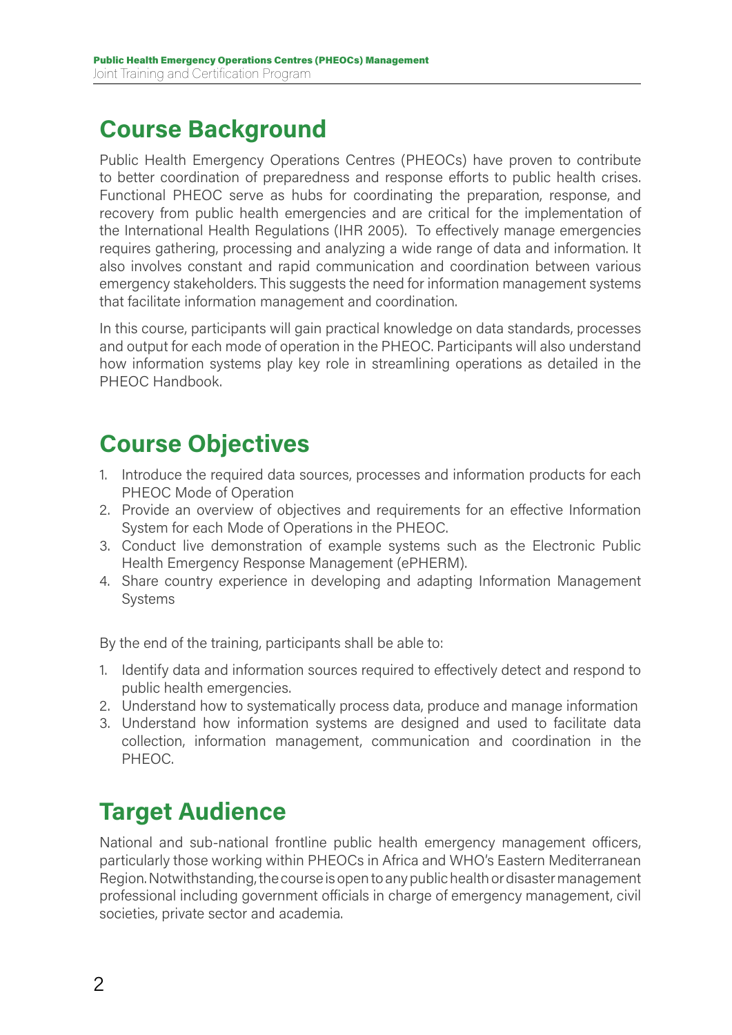## Course Background

Public Health Emergency Operations Centres (PHEOCs) have proven to contribute to better coordination of preparedness and response efforts to public health crises. Functional PHEOC serve as hubs for coordinating the preparation, response, and recovery from public health emergencies and are critical for the implementation of the International Health Regulations (IHR 2005). To effectively manage emergencies requires gathering, processing and analyzing a wide range of data and information. It also involves constant and rapid communication and coordination between various emergency stakeholders. This suggests the need for information management systems that facilitate information management and coordination.

In this course, participants will gain practical knowledge on data standards, processes and output for each mode of operation in the PHEOC. Participants will also understand how information systems play key role in streamlining operations as detailed in the PHEOC Handbook.

## Course Objectives

1. Introduce the required data sources, processes and information products for each PHEOC Mode of Operation
2. Provide an overview of objectives and requirements for an effective Information System for each Mode of Operations in the PHEOC.
3. Conduct live demonstration of example systems such as the Electronic Public Health Emergency Response Management (ePHERM).
4. Share country experience in developing and adapting Information Management Systems

By the end of the training, participants shall be able to:

1. Identify data and information sources required to effectively detect and respond to public health emergencies.
2. Understand how to systematically process data, produce and manage information
3. Understand how information systems are designed and used to facilitate data collection, information management, communication and coordination in the PHEOC.

## Target Audience

National and sub-national frontline public health emergency management officers, particularly those working within PHEOCs in Africa and WHO's Eastern Mediterranean Region. Notwithstanding, the course is open to any public health or disaster management professional including government officials in charge of emergency management, civil societies, private sector and academia.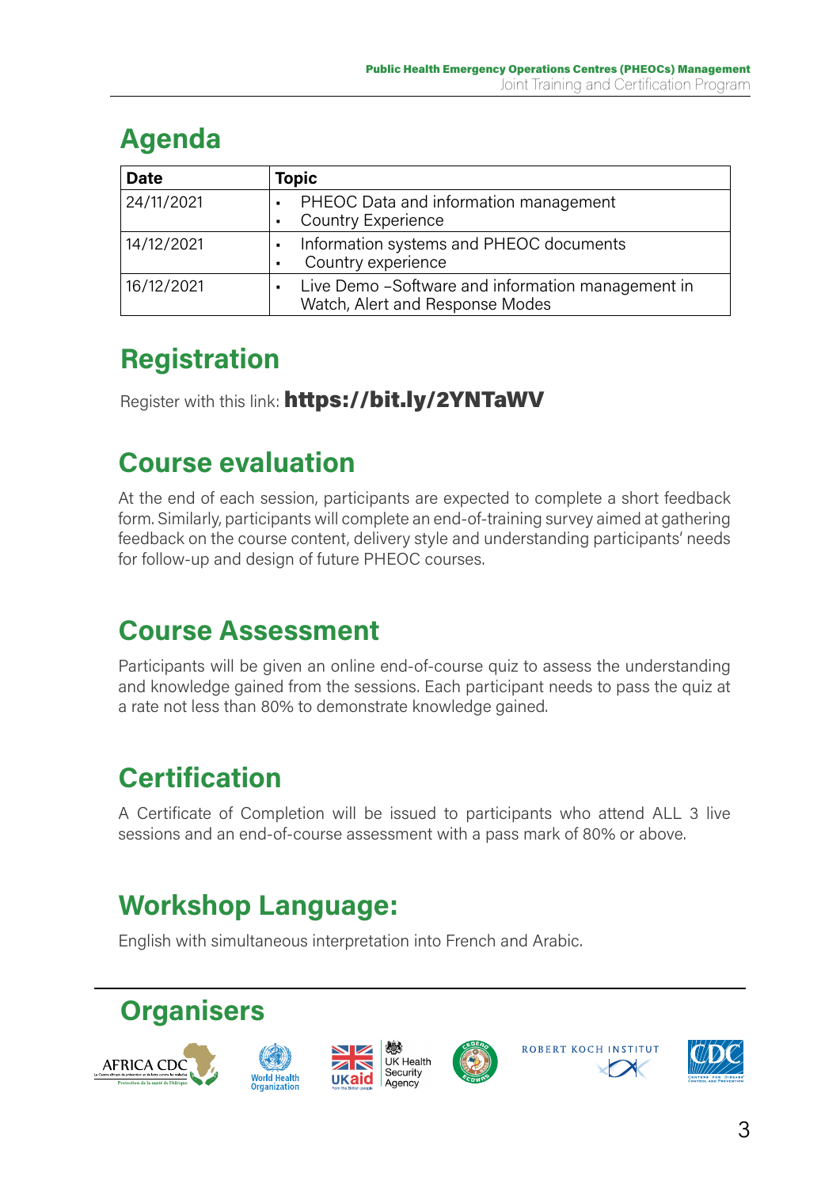## Agenda

| Date | Topic |
|---|---|
| 24/11/2021 | ▪ PHEOC Data and information management<br>▪ Country Experience |
| 14/12/2021 | ▪ Information systems and PHEOC documents<br>▪ Country experience |
| 16/12/2021 | ▪ Live Demo –Software and information management in Watch, Alert and Response Modes |

## Registration

Register with this link: **https://bit.ly/2YNTaWV**

## Course evaluation

At the end of each session, participants are expected to complete a short feedback form. Similarly, participants will complete an end-of-training survey aimed at gathering feedback on the course content, delivery style and understanding participants' needs for follow-up and design of future PHEOC courses.

## Course Assessment

Participants will be given an online end-of-course quiz to assess the understanding and knowledge gained from the sessions. Each participant needs to pass the quiz at a rate not less than 80% to demonstrate knowledge gained.

## Certification

A Certificate of Completion will be issued to participants who attend ALL 3 live sessions and an end-of-course assessment with a pass mark of 80% or above.

## Workshop Language:

English with simultaneous interpretation into French and Arabic.

## Organisers

AFRICA CDC · World Health Organization · UKaid · UK Health Security Agency · ECOWAS · ROBERT KOCH INSTITUT · CDC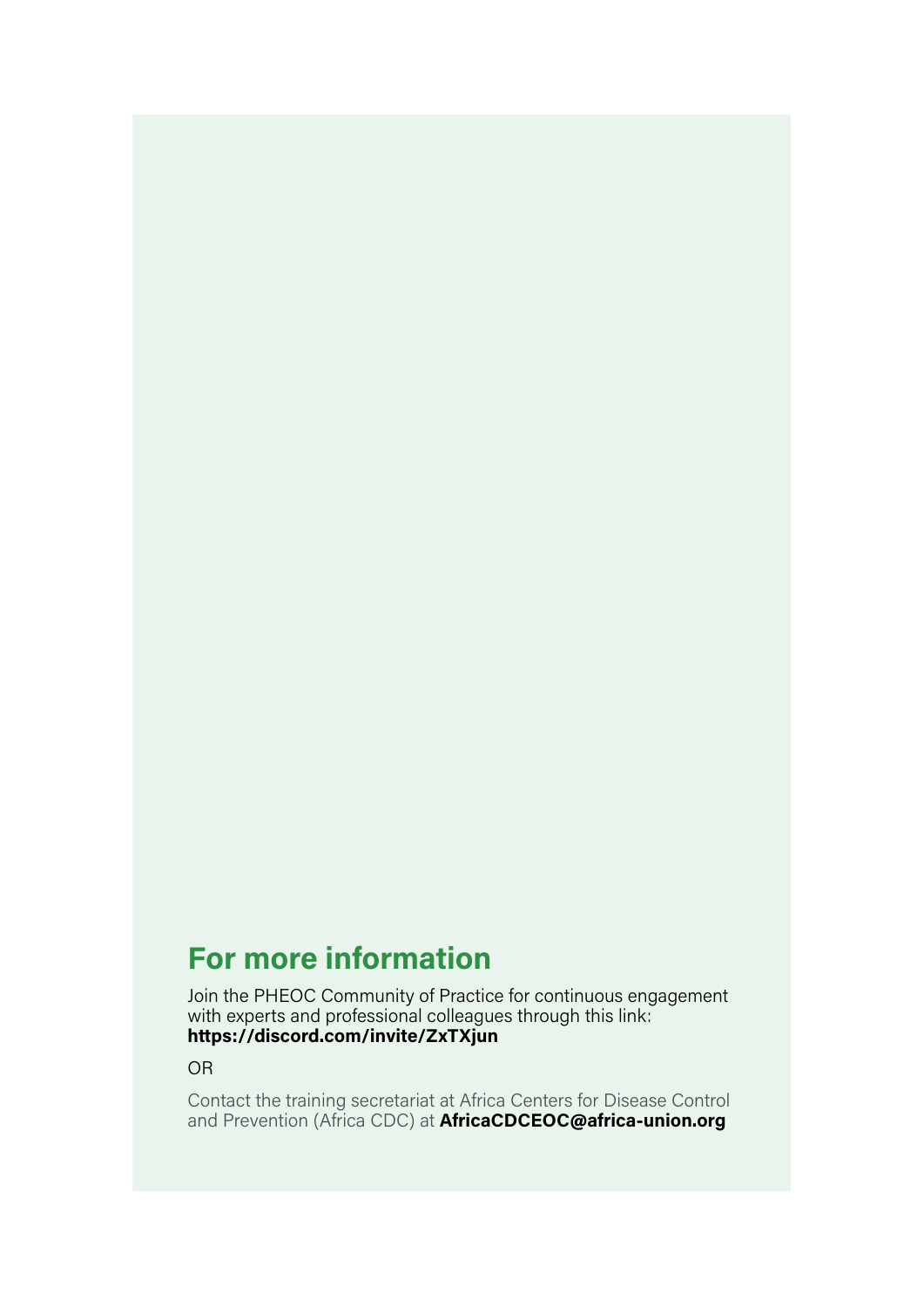## For more information

Join the PHEOC Community of Practice for continuous engagement with experts and professional colleagues through this link: **https://discord.com/invite/ZxTXjun**

OR

Contact the training secretariat at Africa Centers for Disease Control and Prevention (Africa CDC) at **AfricaCDCEOC@africa-union.org**